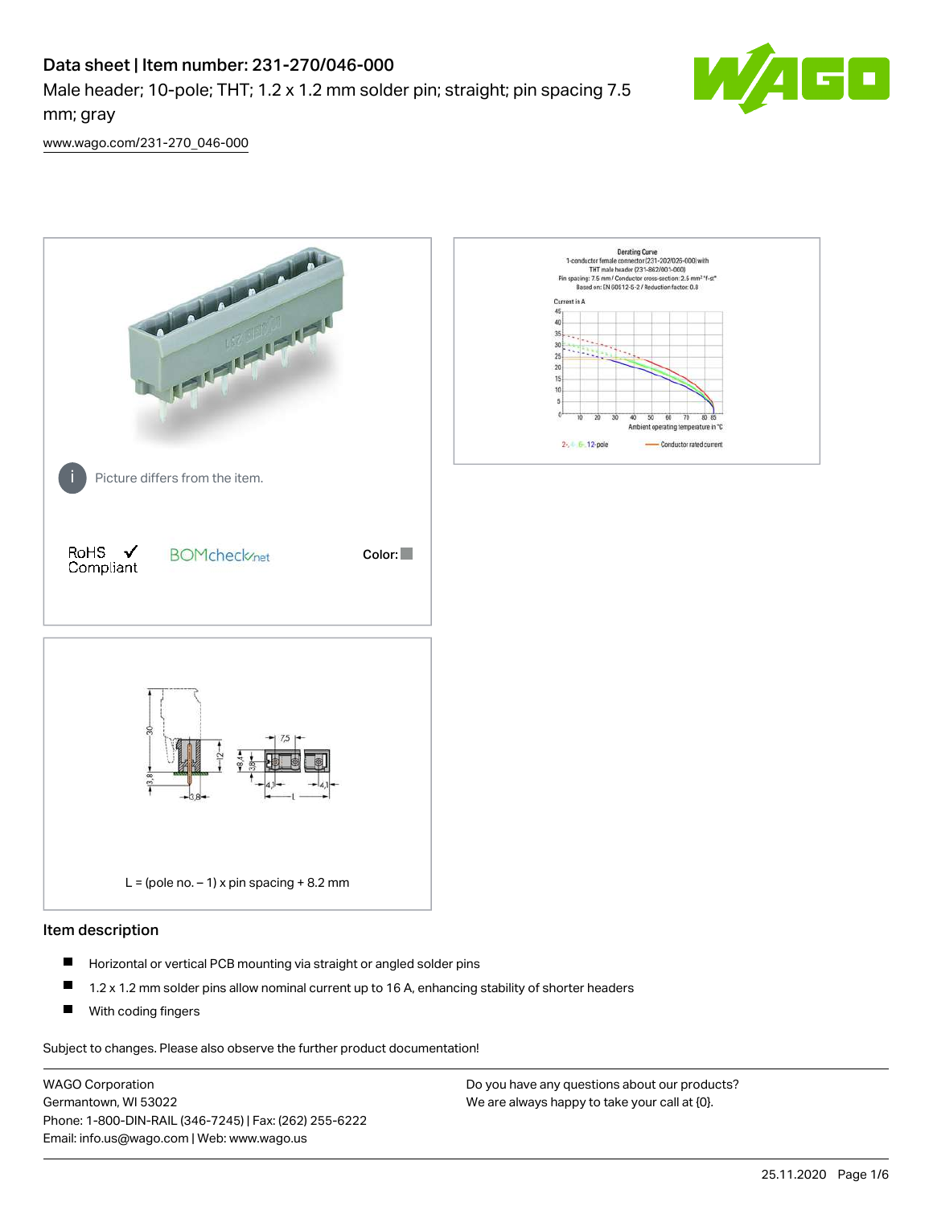# Data sheet | Item number: 231-270/046-000

Male header; 10-pole; THT; 1.2 x 1.2 mm solder pin; straight; pin spacing 7.5 mm; gray

www.wago.com/231-270_046-000

Picture differs from the item.

RoHS Compliant ✓  BOMcheck.net  Color:

L = (pole no. – 1) x pin spacing + 8.2 mm

## Item description

- Horizontal or vertical PCB mounting via straight or angled solder pins
- 1.2 x 1.2 mm solder pins allow nominal current up to 16 A, enhancing stability of shorter headers
- With coding fingers

Subject to changes. Please also observe the further product documentation!

WAGO Corporation
Germantown, WI 53022
Phone: 1-800-DIN-RAIL (346-7245) | Fax: (262) 255-6222
Email: info.us@wago.com | Web: www.wago.us

Do you have any questions about our products?
We are always happy to take your call at {0}.

25.11.2020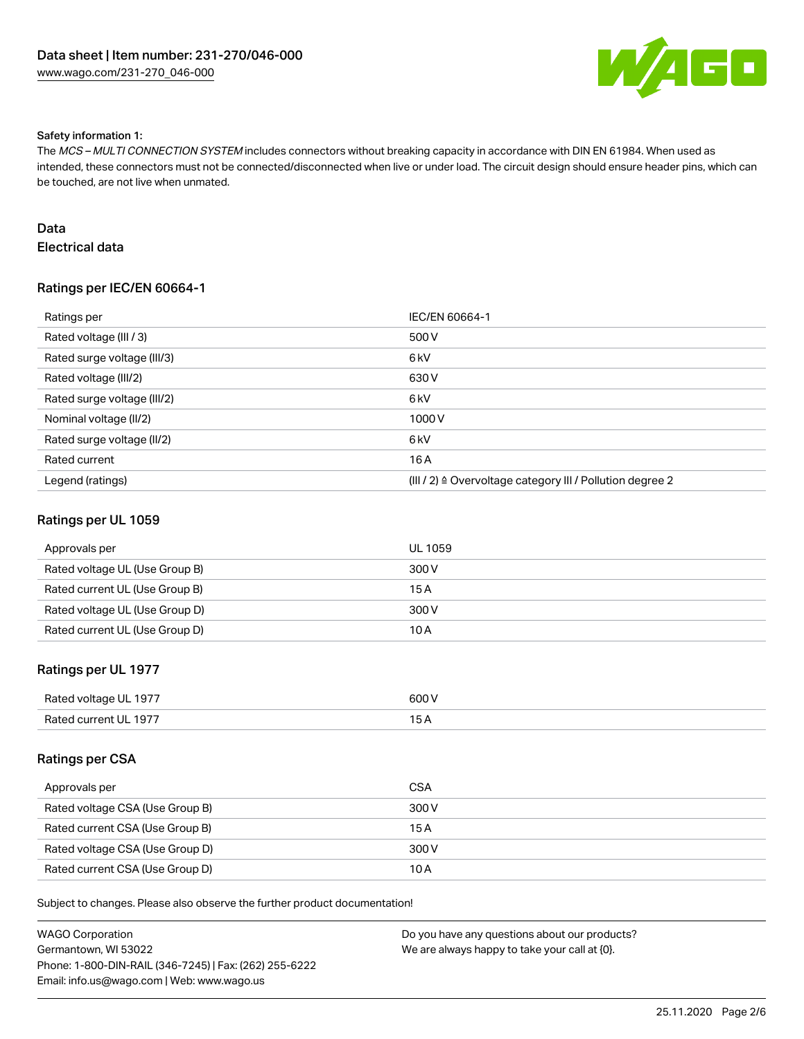Safety information 1:

The *MCS – MULTI CONNECTION SYSTEM* includes connectors without breaking capacity in accordance with DIN EN 61984. When used as intended, these connectors must not be connected/disconnected when live or under load. The circuit design should ensure header pins, which can be touched, are not live when unmated.

## Data

### Electrical data

#### Ratings per IEC/EN 60664-1

| Ratings per | IEC/EN 60664-1 |
|---|---|
| Rated voltage (III / 3) | 500 V |
| Rated surge voltage (III/3) | 6 kV |
| Rated voltage (III/2) | 630 V |
| Rated surge voltage (III/2) | 6 kV |
| Nominal voltage (II/2) | 1000 V |
| Rated surge voltage (II/2) | 6 kV |
| Rated current | 16 A |
| Legend (ratings) | (III / 2) ≙ Overvoltage category III / Pollution degree 2 |

#### Ratings per UL 1059

| Approvals per | UL 1059 |
|---|---|
| Rated voltage UL (Use Group B) | 300 V |
| Rated current UL (Use Group B) | 15 A |
| Rated voltage UL (Use Group D) | 300 V |
| Rated current UL (Use Group D) | 10 A |

#### Ratings per UL 1977

| Rated voltage UL 1977 | 600 V |
|---|---|
| Rated current UL 1977 | 15 A |

#### Ratings per CSA

| Approvals per | CSA |
|---|---|
| Rated voltage CSA (Use Group B) | 300 V |
| Rated current CSA (Use Group B) | 15 A |
| Rated voltage CSA (Use Group D) | 300 V |
| Rated current CSA (Use Group D) | 10 A |

Subject to changes. Please also observe the further product documentation!

WAGO Corporation
Germantown, WI 53022
Phone: 1-800-DIN-RAIL (346-7245) | Fax: (262) 255-6222
Email: info.us@wago.com | Web: www.wago.us

Do you have any questions about our products?
We are always happy to take your call at {0}.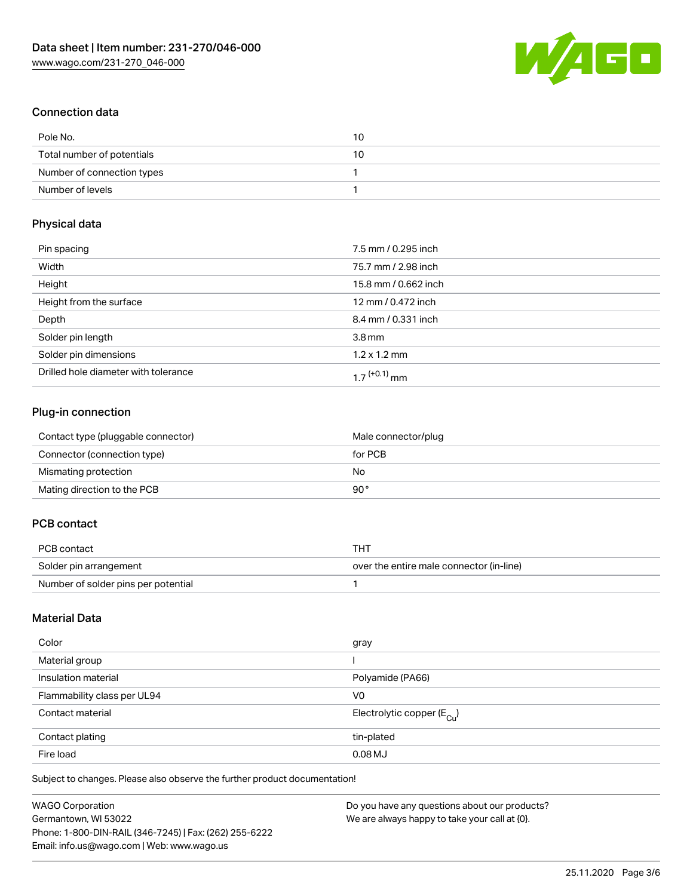## Connection data

| Pole No. | 10 |
| --- | --- |
| Total number of potentials | 10 |
| Number of connection types | 1 |
| Number of levels | 1 |

## Physical data

| Pin spacing | 7.5 mm / 0.295 inch |
| --- | --- |
| Width | 75.7 mm / 2.98 inch |
| Height | 15.8 mm / 0.662 inch |
| Height from the surface | 12 mm / 0.472 inch |
| Depth | 8.4 mm / 0.331 inch |
| Solder pin length | 3.8 mm |
| Solder pin dimensions | 1.2 x 1.2 mm |
| Drilled hole diameter with tolerance | $1.7^{(+0.1)}$ mm |

## Plug-in connection

| Contact type (pluggable connector) | Male connector/plug |
| --- | --- |
| Connector (connection type) | for PCB |
| Mismating protection | No |
| Mating direction to the PCB | 90 ° |

## PCB contact

| PCB contact | THT |
| --- | --- |
| Solder pin arrangement | over the entire male connector (in-line) |
| Number of solder pins per potential | 1 |

## Material Data

| Color | gray |
| --- | --- |
| Material group | I |
| Insulation material | Polyamide (PA66) |
| Flammability class per UL94 | V0 |
| Contact material | Electrolytic copper ($E_{Cu}$) |
| Contact plating | tin-plated |
| Fire load | 0.08 MJ |

Subject to changes. Please also observe the further product documentation!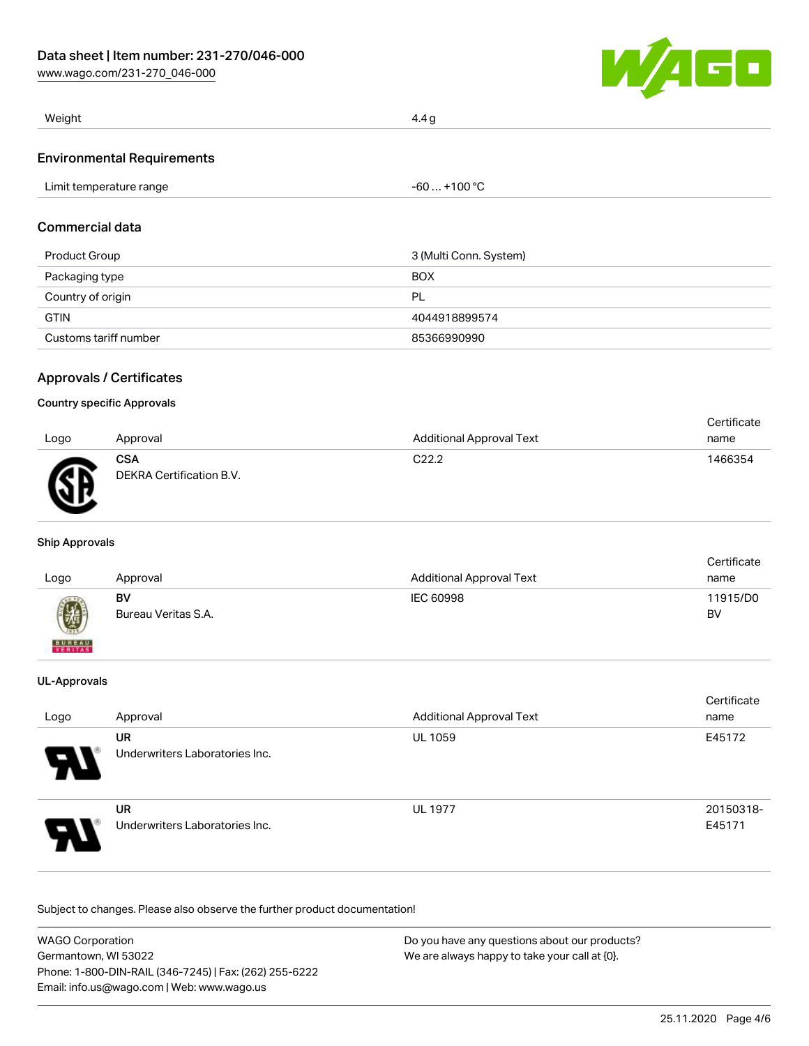| Weight | 4.4 g |
| --- | --- |

## Environmental Requirements

| Limit temperature range | -60 … +100 °C |
| --- | --- |

## Commercial data

| Product Group | 3 (Multi Conn. System) |
| --- | --- |
| Packaging type | BOX |
| Country of origin | PL |
| GTIN | 4044918899574 |
| Customs tariff number | 85366990990 |

## Approvals / Certificates

### Country specific Approvals

| Logo | Approval | Additional Approval Text | Certificate name |
| --- | --- | --- | --- |
| | **CSA** DEKRA Certification B.V. | C22.2 | 1466354 |

### Ship Approvals

| Logo | Approval | Additional Approval Text | Certificate name |
| --- | --- | --- | --- |
| | **BV** Bureau Veritas S.A. | IEC 60998 | 11915/D0 BV |

### UL-Approvals

| Logo | Approval | Additional Approval Text | Certificate name |
| --- | --- | --- | --- |
| | **UR** Underwriters Laboratories Inc. | UL 1059 | E45172 |
| | **UR** Underwriters Laboratories Inc. | UL 1977 | 20150318-E45171 |

Subject to changes. Please also observe the further product documentation!

WAGO Corporation
Germantown, WI 53022
Phone: 1-800-DIN-RAIL (346-7245) | Fax: (262) 255-6222
Email: info.us@wago.com | Web: www.wago.us

Do you have any questions about our products?
We are always happy to take your call at {0}.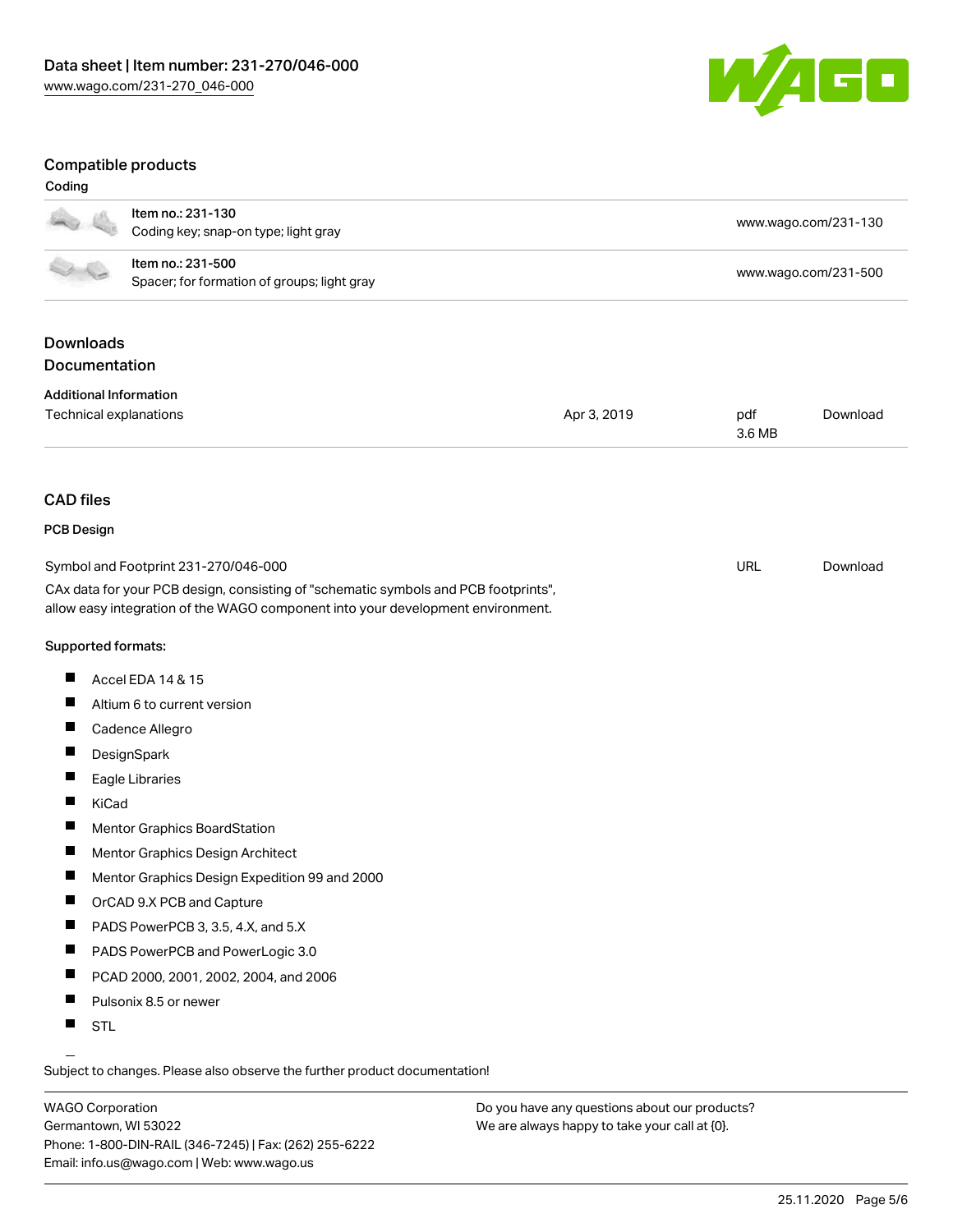## Compatible products

### Coding

| | | |
|---|---|---|
| | Item no.: 231-130<br>Coding key; snap-on type; light gray | www.wago.com/231-130 |
| | Item no.: 231-500<br>Spacer; for formation of groups; light gray | www.wago.com/231-500 |

## Downloads

### Documentation

**Additional Information**

| | | | |
|---|---|---|---|
| Technical explanations | Apr 3, 2019 | pdf<br>3.6 MB | Download |

## CAD files

### PCB Design

| | | |
|---|---|---|
| Symbol and Footprint 231-270/046-000 | URL | Download |

CAx data for your PCB design, consisting of "schematic symbols and PCB footprints", allow easy integration of the WAGO component into your development environment.

Supported formats:

- Accel EDA 14 & 15
- Altium 6 to current version
- Cadence Allegro
- DesignSpark
- Eagle Libraries
- KiCad
- Mentor Graphics BoardStation
- Mentor Graphics Design Architect
- Mentor Graphics Design Expedition 99 and 2000
- OrCAD 9.X PCB and Capture
- PADS PowerPCB 3, 3.5, 4.X, and 5.X
- PADS PowerPCB and PowerLogic 3.0
- PCAD 2000, 2001, 2002, 2004, and 2006
- Pulsonix 8.5 or newer
- STL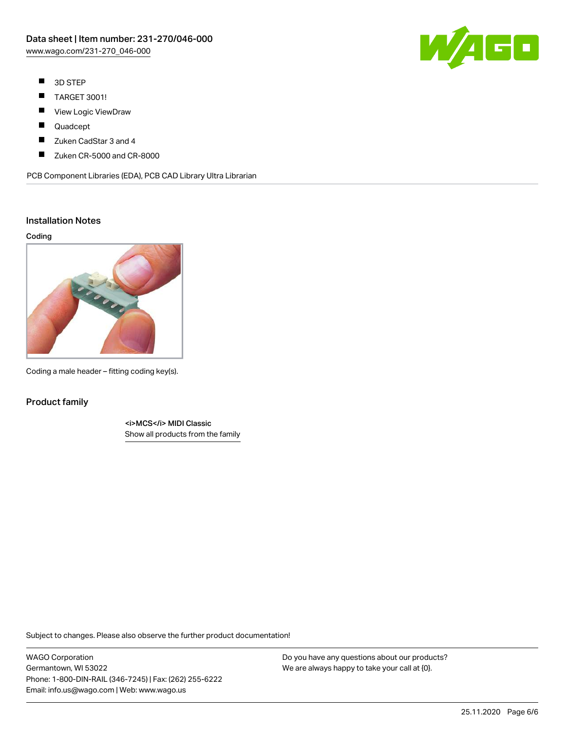- 3D STEP
- TARGET 3001!
- View Logic ViewDraw
- Quadcept
- Zuken CadStar 3 and 4
- Zuken CR-5000 and CR-8000

PCB Component Libraries (EDA), PCB CAD Library Ultra Librarian

## Installation Notes

### Coding

Coding a male header – fitting coding key(s).

## Product family

<i>MCS</i> MIDI Classic
Show all products from the family

Subject to changes. Please also observe the further product documentation!

WAGO Corporation
Germantown, WI 53022
Phone: 1-800-DIN-RAIL (346-7245) | Fax: (262) 255-6222
Email: info.us@wago.com | Web: www.wago.us

Do you have any questions about our products?
We are always happy to take your call at {0}.